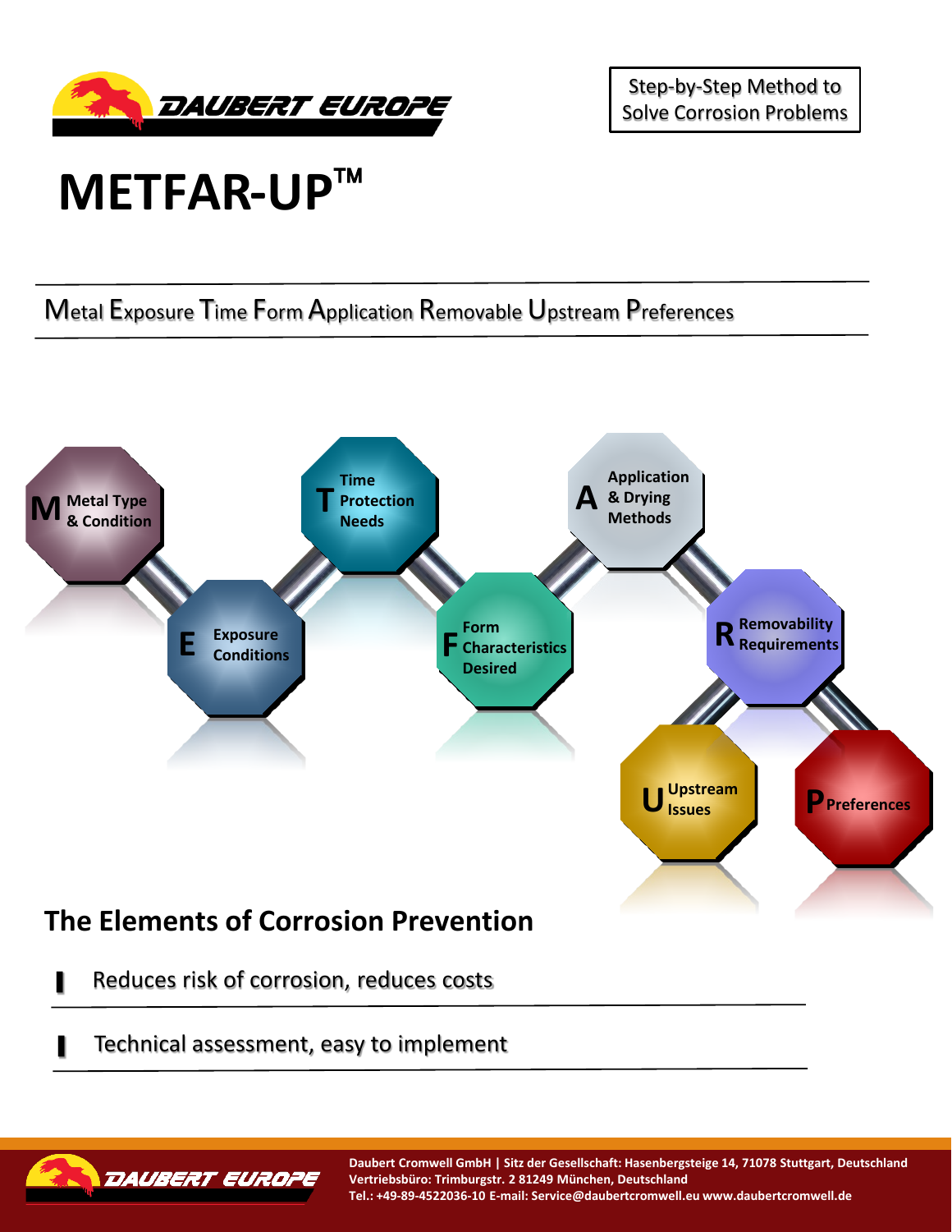DAUBERT EUROPE

Step-by-Step Method to Solve Corrosion Problems

# METFAR-UP™

Metal Exposure Time Form Application Removable Upstream Preferences

- **M** Metal Type & Condition
- **E** Exposure Conditions
- **T** Time Protection Needs
- **F** Form Characteristics Desired
- **A** Application & Drying Methods
- **R** Removability Requirements
- **U** Upstream Issues
- **P** Preferences

## The Elements of Corrosion Prevention

- Reduces risk of corrosion, reduces costs
- Technical assessment, easy to implement

DAUBERT EUROPE

Daubert Cromwell GmbH | Sitz der Gesellschaft: Hasenbergsteige 14, 71078 Stuttgart, Deutschland
Vertriebsbüro: Trimburgstr. 2 81249 München, Deutschland
Tel.: +49-89-4522036-10 E-mail: Service@daubertcromwell.eu www.daubertcromwell.de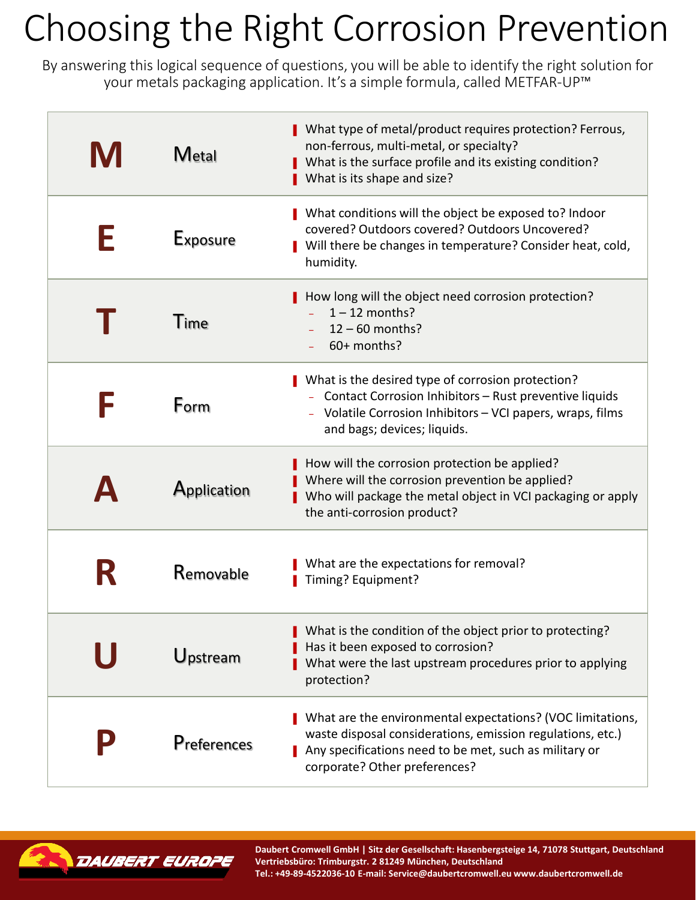# Choosing the Right Corrosion Prevention

By answering this logical sequence of questions, you will be able to identify the right solution for your metals packaging application. It's a simple formula, called METFAR-UP™

| | | |
|---|---|---|
| **M** | Metal | What type of metal/product requires protection? Ferrous, non-ferrous, multi-metal, or specialty?<br>What is the surface profile and its existing condition?<br>What is its shape and size? |
| **E** | Exposure | What conditions will the object be exposed to? Indoor covered? Outdoors covered? Outdoors Uncovered?<br>Will there be changes in temperature? Consider heat, cold, humidity. |
| **T** | Time | How long will the object need corrosion protection?<br>– 1 – 12 months?<br>– 12 – 60 months?<br>– 60+ months? |
| **F** | Form | What is the desired type of corrosion protection?<br>– Contact Corrosion Inhibitors – Rust preventive liquids<br>– Volatile Corrosion Inhibitors – VCI papers, wraps, films and bags; devices; liquids. |
| **A** | Application | How will the corrosion protection be applied?<br>Where will the corrosion prevention be applied?<br>Who will package the metal object in VCI packaging or apply the anti-corrosion product? |
| **R** | Removable | What are the expectations for removal?<br>Timing? Equipment? |
| **U** | Upstream | What is the condition of the object prior to protecting?<br>Has it been exposed to corrosion?<br>What were the last upstream procedures prior to applying protection? |
| **P** | Preferences | What are the environmental expectations? (VOC limitations, waste disposal considerations, emission regulations, etc.)<br>Any specifications need to be met, such as military or corporate? Other preferences? |

DAUBERT EUROPE

**Daubert Cromwell GmbH | Sitz der Gesellschaft: Hasenbergsteige 14, 71078 Stuttgart, Deutschland**
**Vertriebsbüro: Trimburgstr. 2 81249 München, Deutschland**
**Tel.: +49-89-4522036-10 E-mail: Service@daubertcromwell.eu www.daubertcromwell.de**